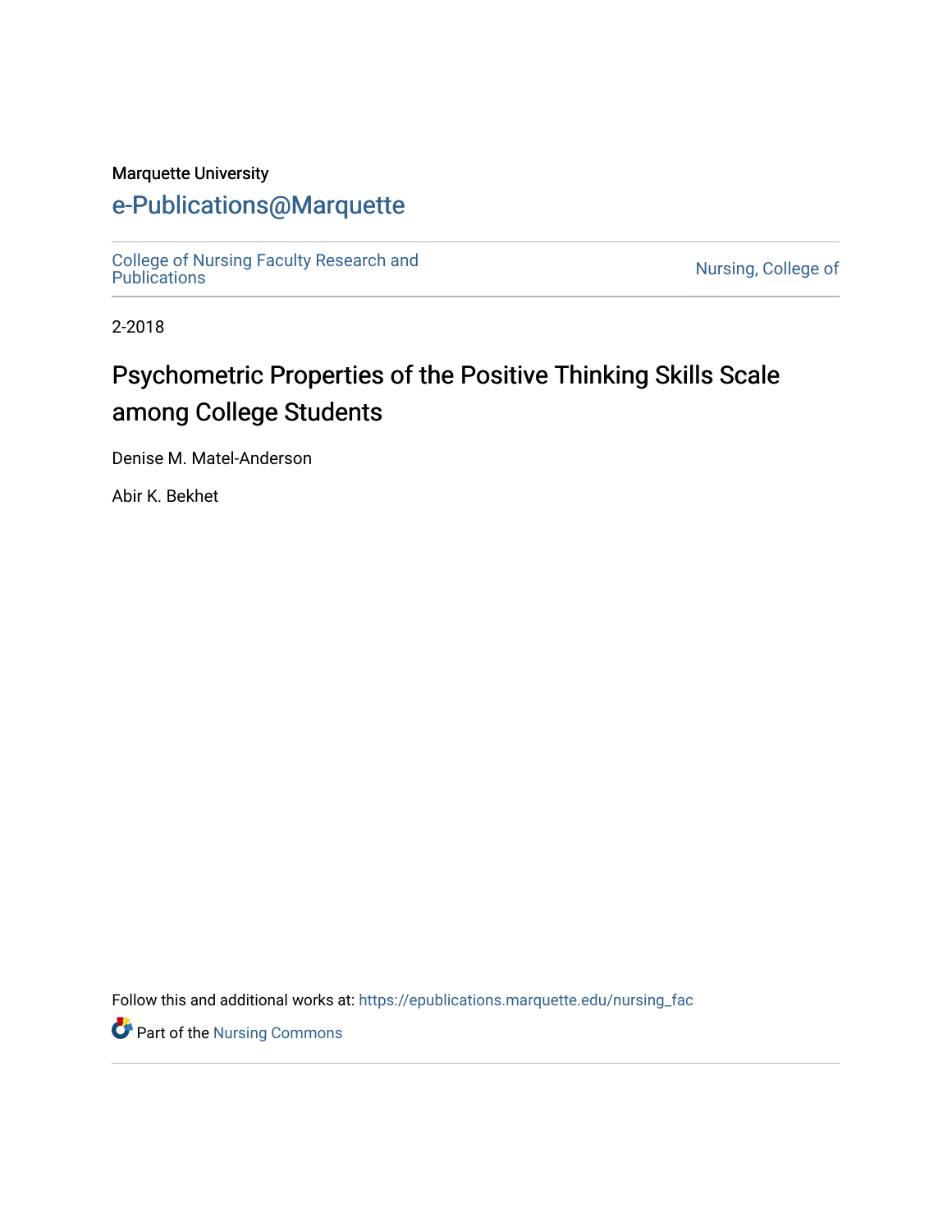Marquette University

# e-Publications@Marquette

College of Nursing Faculty Research and Publications

Nursing, College of

2-2018

# Psychometric Properties of the Positive Thinking Skills Scale among College Students

Denise M. Matel-Anderson

Abir K. Bekhet

Follow this and additional works at: https://epublications.marquette.edu/nursing_fac

Part of the Nursing Commons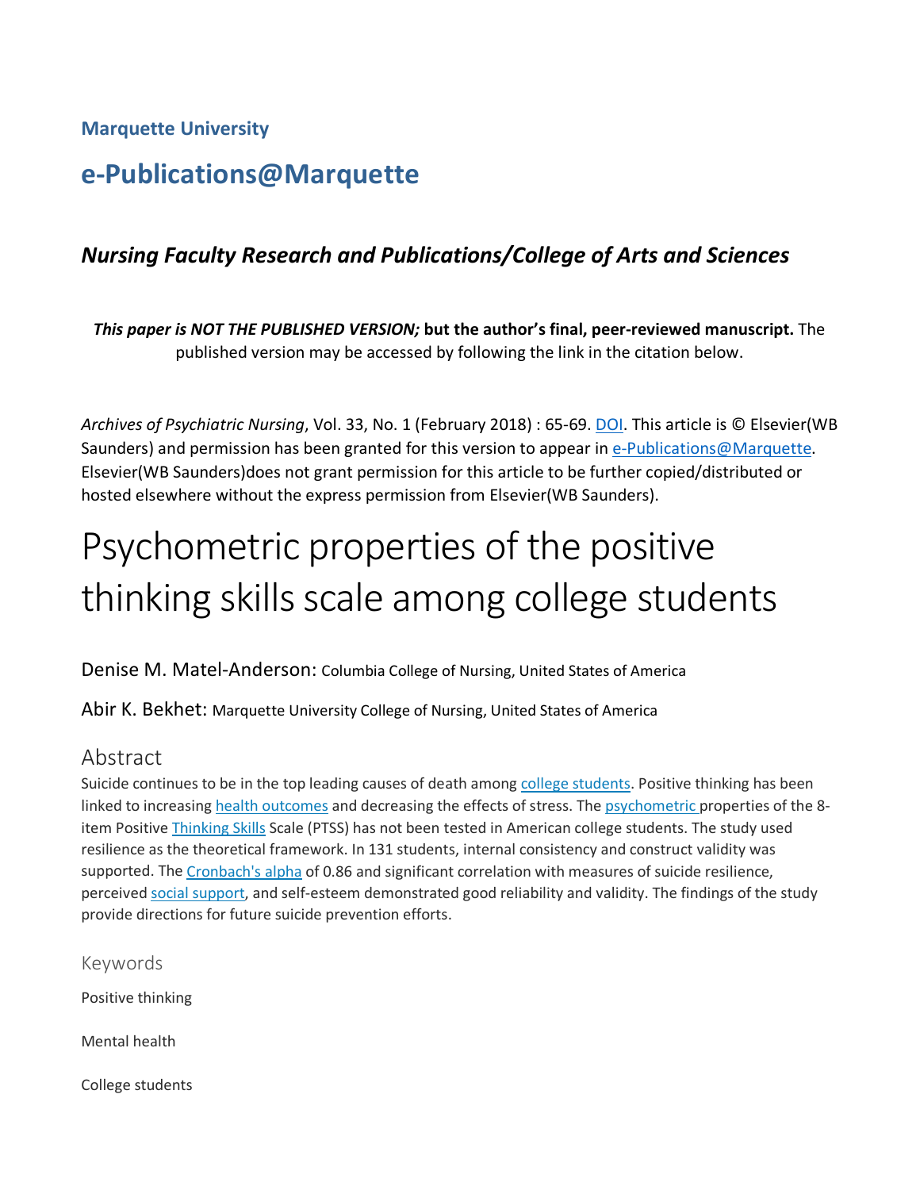**Marquette University**

# e-Publications@Marquette

## *Nursing Faculty Research and Publications/College of Arts and Sciences*

***This paper is NOT THE PUBLISHED VERSION;* but the author's final, peer-reviewed manuscript.** The published version may be accessed by following the link in the citation below.

*Archives of Psychiatric Nursing*, Vol. 33, No. 1 (February 2018) : 65-69. DOI. This article is © Elsevier(WB Saunders) and permission has been granted for this version to appear in e-Publications@Marquette. Elsevier(WB Saunders)does not grant permission for this article to be further copied/distributed or hosted elsewhere without the express permission from Elsevier(WB Saunders).

# Psychometric properties of the positive thinking skills scale among college students

Denise M. Matel-Anderson: Columbia College of Nursing, United States of America

Abir K. Bekhet: Marquette University College of Nursing, United States of America

## Abstract

Suicide continues to be in the top leading causes of death among college students. Positive thinking has been linked to increasing health outcomes and decreasing the effects of stress. The psychometric properties of the 8-item Positive Thinking Skills Scale (PTSS) has not been tested in American college students. The study used resilience as the theoretical framework. In 131 students, internal consistency and construct validity was supported. The Cronbach's alpha of 0.86 and significant correlation with measures of suicide resilience, perceived social support, and self-esteem demonstrated good reliability and validity. The findings of the study provide directions for future suicide prevention efforts.

## Keywords

Positive thinking

Mental health

College students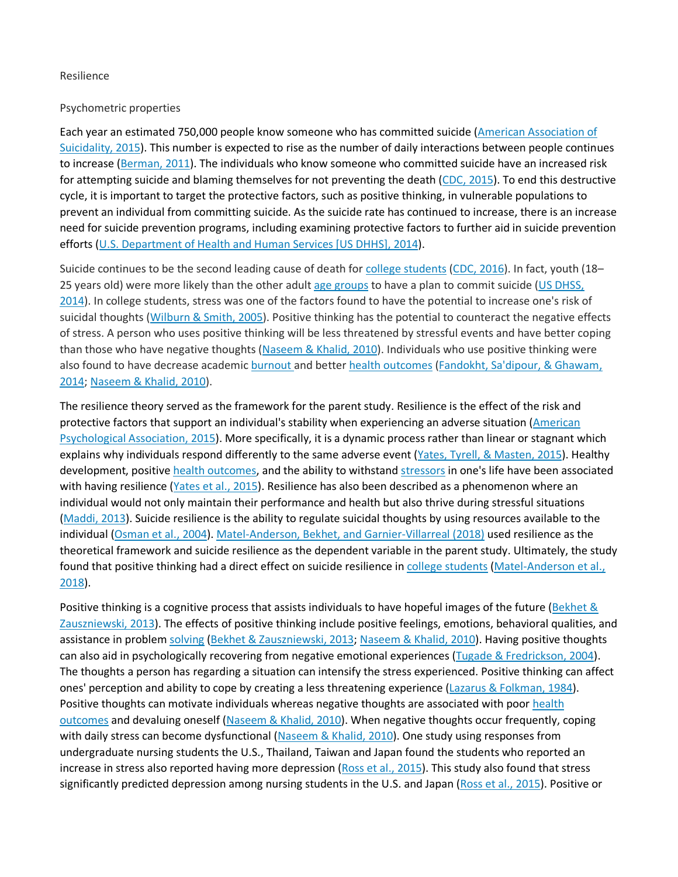Resilience

Psychometric properties

Each year an estimated 750,000 people know someone who has committed suicide (American Association of Suicidality, 2015). This number is expected to rise as the number of daily interactions between people continues to increase (Berman, 2011). The individuals who know someone who committed suicide have an increased risk for attempting suicide and blaming themselves for not preventing the death (CDC, 2015). To end this destructive cycle, it is important to target the protective factors, such as positive thinking, in vulnerable populations to prevent an individual from committing suicide. As the suicide rate has continued to increase, there is an increase need for suicide prevention programs, including examining protective factors to further aid in suicide prevention efforts (U.S. Department of Health and Human Services [US DHHS], 2014).

Suicide continues to be the second leading cause of death for college students (CDC, 2016). In fact, youth (18–25 years old) were more likely than the other adult age groups to have a plan to commit suicide (US DHSS, 2014). In college students, stress was one of the factors found to have the potential to increase one's risk of suicidal thoughts (Wilburn & Smith, 2005). Positive thinking has the potential to counteract the negative effects of stress. A person who uses positive thinking will be less threatened by stressful events and have better coping than those who have negative thoughts (Naseem & Khalid, 2010). Individuals who use positive thinking were also found to have decrease academic burnout and better health outcomes (Fandokht, Sa'dipour, & Ghawam, 2014; Naseem & Khalid, 2010).

The resilience theory served as the framework for the parent study. Resilience is the effect of the risk and protective factors that support an individual's stability when experiencing an adverse situation (American Psychological Association, 2015). More specifically, it is a dynamic process rather than linear or stagnant which explains why individuals respond differently to the same adverse event (Yates, Tyrell, & Masten, 2015). Healthy development, positive health outcomes, and the ability to withstand stressors in one's life have been associated with having resilience (Yates et al., 2015). Resilience has also been described as a phenomenon where an individual would not only maintain their performance and health but also thrive during stressful situations (Maddi, 2013). Suicide resilience is the ability to regulate suicidal thoughts by using resources available to the individual (Osman et al., 2004). Matel-Anderson, Bekhet, and Garnier-Villarreal (2018) used resilience as the theoretical framework and suicide resilience as the dependent variable in the parent study. Ultimately, the study found that positive thinking had a direct effect on suicide resilience in college students (Matel-Anderson et al., 2018).

Positive thinking is a cognitive process that assists individuals to have hopeful images of the future (Bekhet & Zauszniewski, 2013). The effects of positive thinking include positive feelings, emotions, behavioral qualities, and assistance in problem solving (Bekhet & Zauszniewski, 2013; Naseem & Khalid, 2010). Having positive thoughts can also aid in psychologically recovering from negative emotional experiences (Tugade & Fredrickson, 2004). The thoughts a person has regarding a situation can intensify the stress experienced. Positive thinking can affect ones' perception and ability to cope by creating a less threatening experience (Lazarus & Folkman, 1984). Positive thoughts can motivate individuals whereas negative thoughts are associated with poor health outcomes and devaluing oneself (Naseem & Khalid, 2010). When negative thoughts occur frequently, coping with daily stress can become dysfunctional (Naseem & Khalid, 2010). One study using responses from undergraduate nursing students the U.S., Thailand, Taiwan and Japan found the students who reported an increase in stress also reported having more depression (Ross et al., 2015). This study also found that stress significantly predicted depression among nursing students in the U.S. and Japan (Ross et al., 2015). Positive or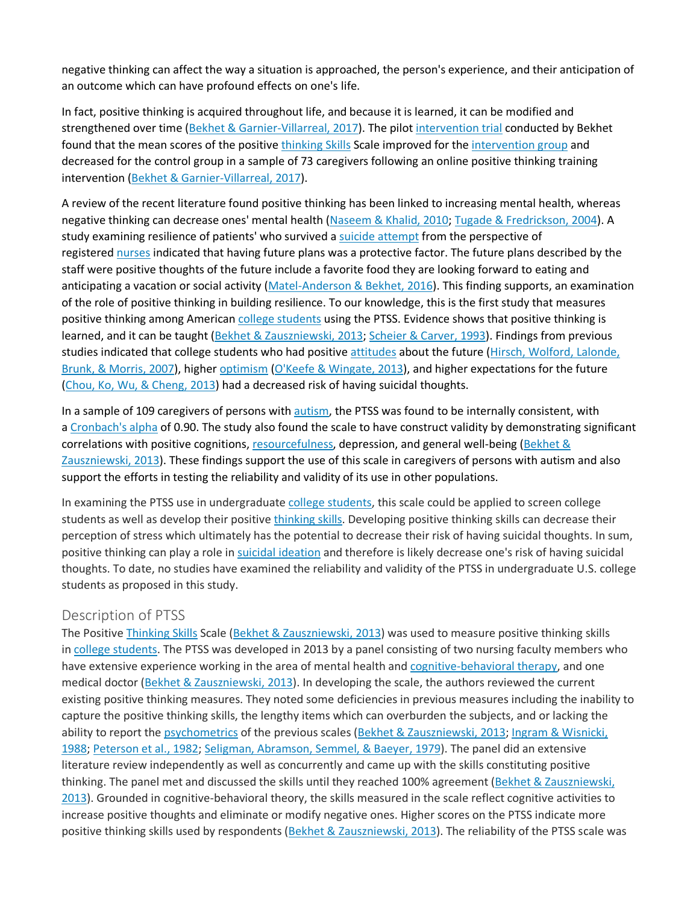negative thinking can affect the way a situation is approached, the person's experience, and their anticipation of an outcome which can have profound effects on one's life.

In fact, positive thinking is acquired throughout life, and because it is learned, it can be modified and strengthened over time (Bekhet & Garnier-Villarreal, 2017). The pilot intervention trial conducted by Bekhet found that the mean scores of the positive thinking Skills Scale improved for the intervention group and decreased for the control group in a sample of 73 caregivers following an online positive thinking training intervention (Bekhet & Garnier-Villarreal, 2017).

A review of the recent literature found positive thinking has been linked to increasing mental health, whereas negative thinking can decrease ones' mental health (Naseem & Khalid, 2010; Tugade & Fredrickson, 2004). A study examining resilience of patients' who survived a suicide attempt from the perspective of registered nurses indicated that having future plans was a protective factor. The future plans described by the staff were positive thoughts of the future include a favorite food they are looking forward to eating and anticipating a vacation or social activity (Matel-Anderson & Bekhet, 2016). This finding supports, an examination of the role of positive thinking in building resilience. To our knowledge, this is the first study that measures positive thinking among American college students using the PTSS. Evidence shows that positive thinking is learned, and it can be taught (Bekhet & Zauszniewski, 2013; Scheier & Carver, 1993). Findings from previous studies indicated that college students who had positive attitudes about the future (Hirsch, Wolford, Lalonde, Brunk, & Morris, 2007), higher optimism (O'Keefe & Wingate, 2013), and higher expectations for the future (Chou, Ko, Wu, & Cheng, 2013) had a decreased risk of having suicidal thoughts.

In a sample of 109 caregivers of persons with autism, the PTSS was found to be internally consistent, with a Cronbach's alpha of 0.90. The study also found the scale to have construct validity by demonstrating significant correlations with positive cognitions, resourcefulness, depression, and general well-being (Bekhet & Zauszniewski, 2013). These findings support the use of this scale in caregivers of persons with autism and also support the efforts in testing the reliability and validity of its use in other populations.

In examining the PTSS use in undergraduate college students, this scale could be applied to screen college students as well as develop their positive thinking skills. Developing positive thinking skills can decrease their perception of stress which ultimately has the potential to decrease their risk of having suicidal thoughts. In sum, positive thinking can play a role in suicidal ideation and therefore is likely decrease one's risk of having suicidal thoughts. To date, no studies have examined the reliability and validity of the PTSS in undergraduate U.S. college students as proposed in this study.

## Description of PTSS

The Positive Thinking Skills Scale (Bekhet & Zauszniewski, 2013) was used to measure positive thinking skills in college students. The PTSS was developed in 2013 by a panel consisting of two nursing faculty members who have extensive experience working in the area of mental health and cognitive-behavioral therapy, and one medical doctor (Bekhet & Zauszniewski, 2013). In developing the scale, the authors reviewed the current existing positive thinking measures. They noted some deficiencies in previous measures including the inability to capture the positive thinking skills, the lengthy items which can overburden the subjects, and or lacking the ability to report the psychometrics of the previous scales (Bekhet & Zauszniewski, 2013; Ingram & Wisnicki, 1988; Peterson et al., 1982; Seligman, Abramson, Semmel, & Baeyer, 1979). The panel did an extensive literature review independently as well as concurrently and came up with the skills constituting positive thinking. The panel met and discussed the skills until they reached 100% agreement (Bekhet & Zauszniewski, 2013). Grounded in cognitive-behavioral theory, the skills measured in the scale reflect cognitive activities to increase positive thoughts and eliminate or modify negative ones. Higher scores on the PTSS indicate more positive thinking skills used by respondents (Bekhet & Zauszniewski, 2013). The reliability of the PTSS scale was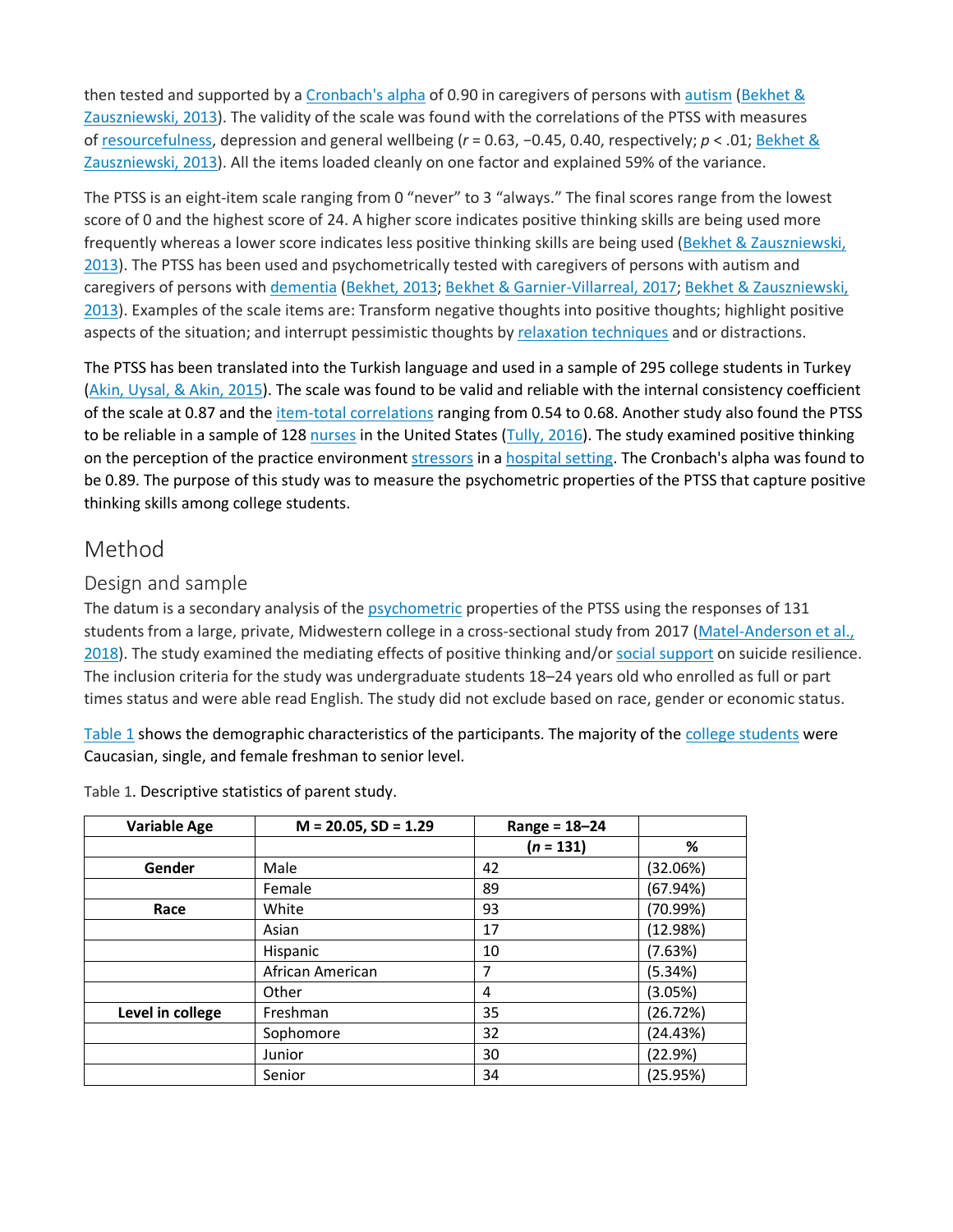then tested and supported by a Cronbach's alpha of 0.90 in caregivers of persons with autism (Bekhet & Zauszniewski, 2013). The validity of the scale was found with the correlations of the PTSS with measures of resourcefulness, depression and general wellbeing ($r = 0.63$, $-0.45$, $0.40$, respectively; $p < .01$; Bekhet & Zauszniewski, 2013). All the items loaded cleanly on one factor and explained 59% of the variance.

The PTSS is an eight-item scale ranging from 0 "never" to 3 "always." The final scores range from the lowest score of 0 and the highest score of 24. A higher score indicates positive thinking skills are being used more frequently whereas a lower score indicates less positive thinking skills are being used (Bekhet & Zauszniewski, 2013). The PTSS has been used and psychometrically tested with caregivers of persons with autism and caregivers of persons with dementia (Bekhet, 2013; Bekhet & Garnier-Villarreal, 2017; Bekhet & Zauszniewski, 2013). Examples of the scale items are: Transform negative thoughts into positive thoughts; highlight positive aspects of the situation; and interrupt pessimistic thoughts by relaxation techniques and or distractions.

The PTSS has been translated into the Turkish language and used in a sample of 295 college students in Turkey (Akin, Uysal, & Akin, 2015). The scale was found to be valid and reliable with the internal consistency coefficient of the scale at 0.87 and the item-total correlations ranging from 0.54 to 0.68. Another study also found the PTSS to be reliable in a sample of 128 nurses in the United States (Tully, 2016). The study examined positive thinking on the perception of the practice environment stressors in a hospital setting. The Cronbach's alpha was found to be 0.89. The purpose of this study was to measure the psychometric properties of the PTSS that capture positive thinking skills among college students.

# Method

## Design and sample

The datum is a secondary analysis of the psychometric properties of the PTSS using the responses of 131 students from a large, private, Midwestern college in a cross-sectional study from 2017 (Matel-Anderson et al., 2018). The study examined the mediating effects of positive thinking and/or social support on suicide resilience. The inclusion criteria for the study was undergraduate students 18–24 years old who enrolled as full or part times status and were able read English. The study did not exclude based on race, gender or economic status.

Table 1 shows the demographic characteristics of the participants. The majority of the college students were Caucasian, single, and female freshman to senior level.

Table 1. Descriptive statistics of parent study.

| **Variable Age** | **M = 20.05, SD = 1.29** | **Range = 18–24** | |
|---|---|---|---|
| | | **($n$ = 131)** | **%** |
| **Gender** | Male | 42 | (32.06%) |
| | Female | 89 | (67.94%) |
| **Race** | White | 93 | (70.99%) |
| | Asian | 17 | (12.98%) |
| | Hispanic | 10 | (7.63%) |
| | African American | 7 | (5.34%) |
| | Other | 4 | (3.05%) |
| **Level in college** | Freshman | 35 | (26.72%) |
| | Sophomore | 32 | (24.43%) |
| | Junior | 30 | (22.9%) |
| | Senior | 34 | (25.95%) |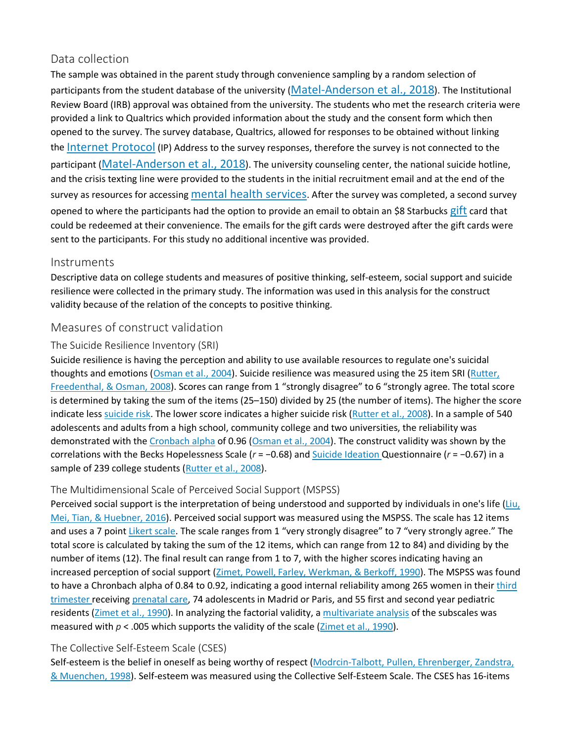## Data collection

The sample was obtained in the parent study through convenience sampling by a random selection of participants from the student database of the university (Matel-Anderson et al., 2018). The Institutional Review Board (IRB) approval was obtained from the university. The students who met the research criteria were provided a link to Qualtrics which provided information about the study and the consent form which then opened to the survey. The survey database, Qualtrics, allowed for responses to be obtained without linking the Internet Protocol (IP) Address to the survey responses, therefore the survey is not connected to the participant (Matel-Anderson et al., 2018). The university counseling center, the national suicide hotline, and the crisis texting line were provided to the students in the initial recruitment email and at the end of the survey as resources for accessing mental health services. After the survey was completed, a second survey opened to where the participants had the option to provide an email to obtain an $8 Starbucks gift card that could be redeemed at their convenience. The emails for the gift cards were destroyed after the gift cards were sent to the participants. For this study no additional incentive was provided.

## Instruments

Descriptive data on college students and measures of positive thinking, self-esteem, social support and suicide resilience were collected in the primary study. The information was used in this analysis for the construct validity because of the relation of the concepts to positive thinking.

## Measures of construct validation

### The Suicide Resilience Inventory (SRI)

Suicide resilience is having the perception and ability to use available resources to regulate one's suicidal thoughts and emotions (Osman et al., 2004). Suicide resilience was measured using the 25 item SRI (Rutter, Freedenthal, & Osman, 2008). Scores can range from 1 "strongly disagree" to 6 "strongly agree. The total score is determined by taking the sum of the items (25–150) divided by 25 (the number of items). The higher the score indicate less suicide risk. The lower score indicates a higher suicide risk (Rutter et al., 2008). In a sample of 540 adolescents and adults from a high school, community college and two universities, the reliability was demonstrated with the Cronbach alpha of 0.96 (Osman et al., 2004). The construct validity was shown by the correlations with the Becks Hopelessness Scale ($r = -0.68$) and Suicide Ideation Questionnaire ($r = -0.67$) in a sample of 239 college students (Rutter et al., 2008).

### The Multidimensional Scale of Perceived Social Support (MSPSS)

Perceived social support is the interpretation of being understood and supported by individuals in one's life (Liu, Mei, Tian, & Huebner, 2016). Perceived social support was measured using the MSPSS. The scale has 12 items and uses a 7 point Likert scale. The scale ranges from 1 "very strongly disagree" to 7 "very strongly agree." The total score is calculated by taking the sum of the 12 items, which can range from 12 to 84) and dividing by the number of items (12). The final result can range from 1 to 7, with the higher scores indicating having an increased perception of social support (Zimet, Powell, Farley, Werkman, & Berkoff, 1990). The MSPSS was found to have a Chronbach alpha of 0.84 to 0.92, indicating a good internal reliability among 265 women in their third trimester receiving prenatal care, 74 adolescents in Madrid or Paris, and 55 first and second year pediatric residents (Zimet et al., 1990). In analyzing the factorial validity, a multivariate analysis of the subscales was measured with $p < .005$ which supports the validity of the scale (Zimet et al., 1990).

### The Collective Self-Esteem Scale (CSES)

Self-esteem is the belief in oneself as being worthy of respect (Modrcin-Talbott, Pullen, Ehrenberger, Zandstra, & Muenchen, 1998). Self-esteem was measured using the Collective Self-Esteem Scale. The CSES has 16-items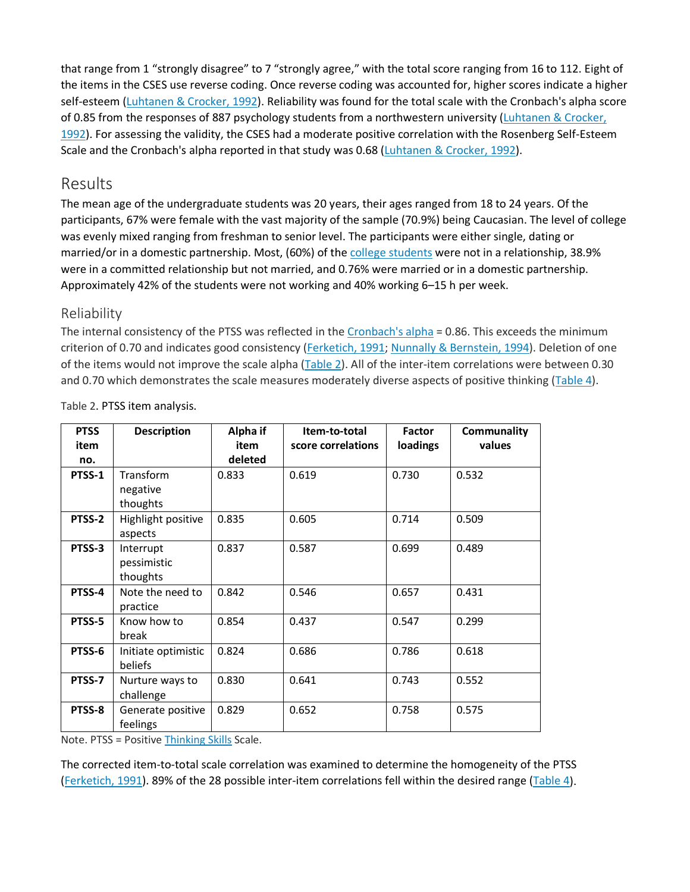that range from 1 "strongly disagree" to 7 "strongly agree," with the total score ranging from 16 to 112. Eight of the items in the CSES use reverse coding. Once reverse coding was accounted for, higher scores indicate a higher self-esteem (Luhtanen & Crocker, 1992). Reliability was found for the total scale with the Cronbach's alpha score of 0.85 from the responses of 887 psychology students from a northwestern university (Luhtanen & Crocker, 1992). For assessing the validity, the CSES had a moderate positive correlation with the Rosenberg Self-Esteem Scale and the Cronbach's alpha reported in that study was 0.68 (Luhtanen & Crocker, 1992).

## Results

The mean age of the undergraduate students was 20 years, their ages ranged from 18 to 24 years. Of the participants, 67% were female with the vast majority of the sample (70.9%) being Caucasian. The level of college was evenly mixed ranging from freshman to senior level. The participants were either single, dating or married/or in a domestic partnership. Most, (60%) of the college students were not in a relationship, 38.9% were in a committed relationship but not married, and 0.76% were married or in a domestic partnership. Approximately 42% of the students were not working and 40% working 6–15 h per week.

### Reliability

The internal consistency of the PTSS was reflected in the Cronbach's alpha = 0.86. This exceeds the minimum criterion of 0.70 and indicates good consistency (Ferketich, 1991; Nunnally & Bernstein, 1994). Deletion of one of the items would not improve the scale alpha (Table 2). All of the inter-item correlations were between 0.30 and 0.70 which demonstrates the scale measures moderately diverse aspects of positive thinking (Table 4).

Table 2. PTSS item analysis.

| PTSS item no. | Description | Alpha if item deleted | Item-to-total score correlations | Factor loadings | Communality values |
|---|---|---|---|---|---|
| **PTSS-1** | Transform negative thoughts | 0.833 | 0.619 | 0.730 | 0.532 |
| **PTSS-2** | Highlight positive aspects | 0.835 | 0.605 | 0.714 | 0.509 |
| **PTSS-3** | Interrupt pessimistic thoughts | 0.837 | 0.587 | 0.699 | 0.489 |
| **PTSS-4** | Note the need to practice | 0.842 | 0.546 | 0.657 | 0.431 |
| **PTSS-5** | Know how to break | 0.854 | 0.437 | 0.547 | 0.299 |
| **PTSS-6** | Initiate optimistic beliefs | 0.824 | 0.686 | 0.786 | 0.618 |
| **PTSS-7** | Nurture ways to challenge | 0.830 | 0.641 | 0.743 | 0.552 |
| **PTSS-8** | Generate positive feelings | 0.829 | 0.652 | 0.758 | 0.575 |

Note. PTSS = Positive Thinking Skills Scale.

The corrected item-to-total scale correlation was examined to determine the homogeneity of the PTSS (Ferketich, 1991). 89% of the 28 possible inter-item correlations fell within the desired range (Table 4).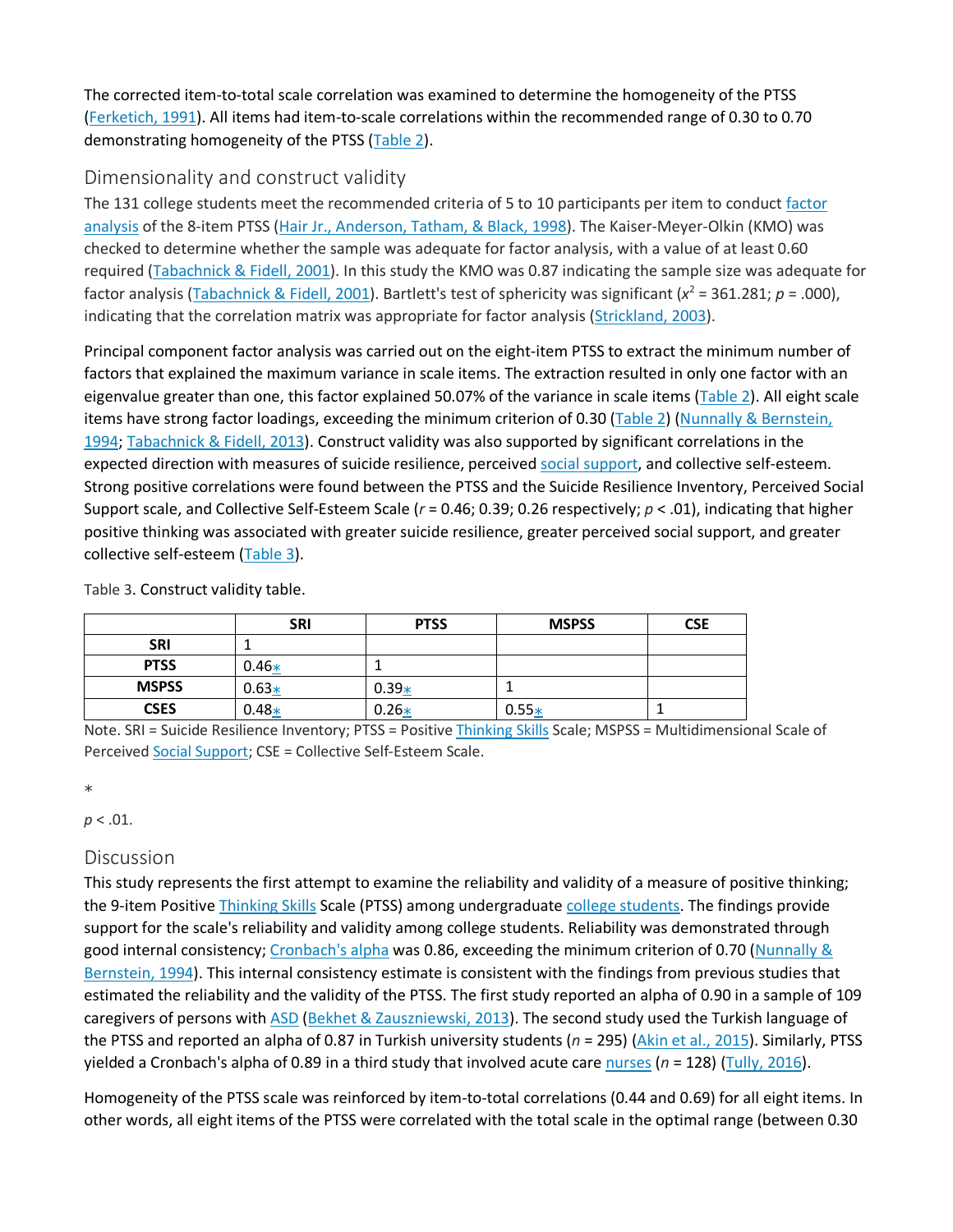The corrected item-to-total scale correlation was examined to determine the homogeneity of the PTSS (Ferketich, 1991). All items had item-to-scale correlations within the recommended range of 0.30 to 0.70 demonstrating homogeneity of the PTSS (Table 2).

## Dimensionality and construct validity

The 131 college students meet the recommended criteria of 5 to 10 participants per item to conduct factor analysis of the 8-item PTSS (Hair Jr., Anderson, Tatham, & Black, 1998). The Kaiser-Meyer-Olkin (KMO) was checked to determine whether the sample was adequate for factor analysis, with a value of at least 0.60 required (Tabachnick & Fidell, 2001). In this study the KMO was 0.87 indicating the sample size was adequate for factor analysis (Tabachnick & Fidell, 2001). Bartlett's test of sphericity was significant ($x^2$ = 361.281; *p* = .000), indicating that the correlation matrix was appropriate for factor analysis (Strickland, 2003).

Principal component factor analysis was carried out on the eight-item PTSS to extract the minimum number of factors that explained the maximum variance in scale items. The extraction resulted in only one factor with an eigenvalue greater than one, this factor explained 50.07% of the variance in scale items (Table 2). All eight scale items have strong factor loadings, exceeding the minimum criterion of 0.30 (Table 2) (Nunnally & Bernstein, 1994; Tabachnick & Fidell, 2013). Construct validity was also supported by significant correlations in the expected direction with measures of suicide resilience, perceived social support, and collective self-esteem. Strong positive correlations were found between the PTSS and the Suicide Resilience Inventory, Perceived Social Support scale, and Collective Self-Esteem Scale (*r* = 0.46; 0.39; 0.26 respectively; *p* < .01), indicating that higher positive thinking was associated with greater suicide resilience, greater perceived social support, and greater collective self-esteem (Table 3).

Table 3. Construct validity table.

| | SRI | PTSS | MSPSS | CSE |
|---|---|---|---|---|
| **SRI** | 1 | | | |
| **PTSS** | 0.46* | 1 | | |
| **MSPSS** | 0.63* | 0.39* | 1 | |
| **CSES** | 0.48* | 0.26* | 0.55* | 1 |

Note. SRI = Suicide Resilience Inventory; PTSS = Positive Thinking Skills Scale; MSPSS = Multidimensional Scale of Perceived Social Support; CSE = Collective Self-Esteem Scale.

*

*p* < .01.

## Discussion

This study represents the first attempt to examine the reliability and validity of a measure of positive thinking; the 9-item Positive Thinking Skills Scale (PTSS) among undergraduate college students. The findings provide support for the scale's reliability and validity among college students. Reliability was demonstrated through good internal consistency; Cronbach's alpha was 0.86, exceeding the minimum criterion of 0.70 (Nunnally & Bernstein, 1994). This internal consistency estimate is consistent with the findings from previous studies that estimated the reliability and the validity of the PTSS. The first study reported an alpha of 0.90 in a sample of 109 caregivers of persons with ASD (Bekhet & Zauszniewski, 2013). The second study used the Turkish language of the PTSS and reported an alpha of 0.87 in Turkish university students (*n* = 295) (Akin et al., 2015). Similarly, PTSS yielded a Cronbach's alpha of 0.89 in a third study that involved acute care nurses (*n* = 128) (Tully, 2016).

Homogeneity of the PTSS scale was reinforced by item-to-total correlations (0.44 and 0.69) for all eight items. In other words, all eight items of the PTSS were correlated with the total scale in the optimal range (between 0.30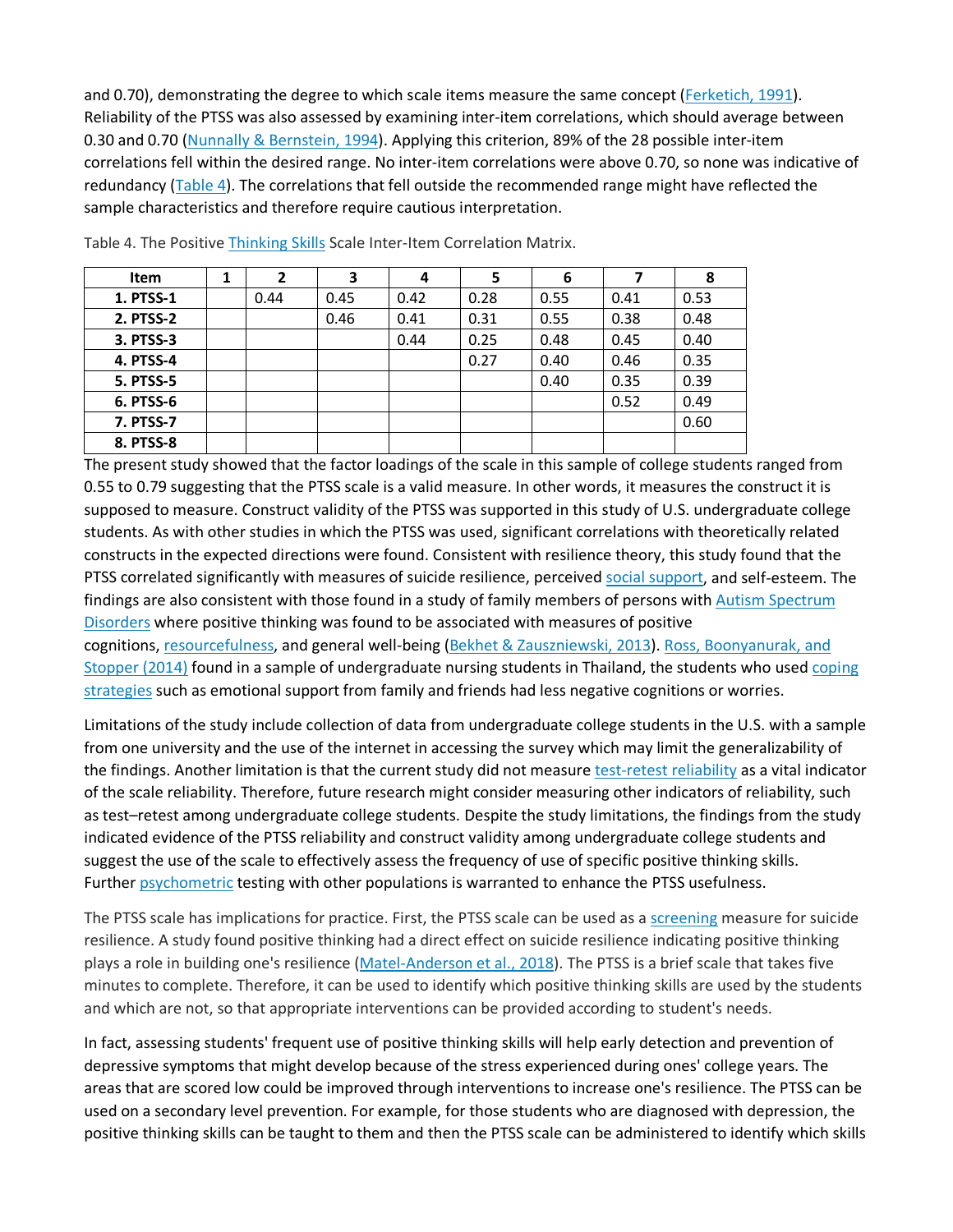and 0.70), demonstrating the degree to which scale items measure the same concept (Ferketich, 1991). Reliability of the PTSS was also assessed by examining inter-item correlations, which should average between 0.30 and 0.70 (Nunnally & Bernstein, 1994). Applying this criterion, 89% of the 28 possible inter-item correlations fell within the desired range. No inter-item correlations were above 0.70, so none was indicative of redundancy (Table 4). The correlations that fell outside the recommended range might have reflected the sample characteristics and therefore require cautious interpretation.

Table 4. The Positive Thinking Skills Scale Inter-Item Correlation Matrix.

| Item | 1 | 2 | 3 | 4 | 5 | 6 | 7 | 8 |
|---|---|---|---|---|---|---|---|---|
| **1. PTSS-1** | | 0.44 | 0.45 | 0.42 | 0.28 | 0.55 | 0.41 | 0.53 |
| **2. PTSS-2** | | | 0.46 | 0.41 | 0.31 | 0.55 | 0.38 | 0.48 |
| **3. PTSS-3** | | | | 0.44 | 0.25 | 0.48 | 0.45 | 0.40 |
| **4. PTSS-4** | | | | | 0.27 | 0.40 | 0.46 | 0.35 |
| **5. PTSS-5** | | | | | | 0.40 | 0.35 | 0.39 |
| **6. PTSS-6** | | | | | | | 0.52 | 0.49 |
| **7. PTSS-7** | | | | | | | | 0.60 |
| **8. PTSS-8** | | | | | | | | |

The present study showed that the factor loadings of the scale in this sample of college students ranged from 0.55 to 0.79 suggesting that the PTSS scale is a valid measure. In other words, it measures the construct it is supposed to measure. Construct validity of the PTSS was supported in this study of U.S. undergraduate college students. As with other studies in which the PTSS was used, significant correlations with theoretically related constructs in the expected directions were found. Consistent with resilience theory, this study found that the PTSS correlated significantly with measures of suicide resilience, perceived social support, and self-esteem. The findings are also consistent with those found in a study of family members of persons with Autism Spectrum Disorders where positive thinking was found to be associated with measures of positive cognitions, resourcefulness, and general well-being (Bekhet & Zauszniewski, 2013). Ross, Boonyanurak, and Stopper (2014) found in a sample of undergraduate nursing students in Thailand, the students who used coping strategies such as emotional support from family and friends had less negative cognitions or worries.

Limitations of the study include collection of data from undergraduate college students in the U.S. with a sample from one university and the use of the internet in accessing the survey which may limit the generalizability of the findings. Another limitation is that the current study did not measure test-retest reliability as a vital indicator of the scale reliability. Therefore, future research might consider measuring other indicators of reliability, such as test–retest among undergraduate college students. Despite the study limitations, the findings from the study indicated evidence of the PTSS reliability and construct validity among undergraduate college students and suggest the use of the scale to effectively assess the frequency of use of specific positive thinking skills. Further psychometric testing with other populations is warranted to enhance the PTSS usefulness.

The PTSS scale has implications for practice. First, the PTSS scale can be used as a screening measure for suicide resilience. A study found positive thinking had a direct effect on suicide resilience indicating positive thinking plays a role in building one's resilience (Matel-Anderson et al., 2018). The PTSS is a brief scale that takes five minutes to complete. Therefore, it can be used to identify which positive thinking skills are used by the students and which are not, so that appropriate interventions can be provided according to student's needs.

In fact, assessing students' frequent use of positive thinking skills will help early detection and prevention of depressive symptoms that might develop because of the stress experienced during ones' college years. The areas that are scored low could be improved through interventions to increase one's resilience. The PTSS can be used on a secondary level prevention. For example, for those students who are diagnosed with depression, the positive thinking skills can be taught to them and then the PTSS scale can be administered to identify which skills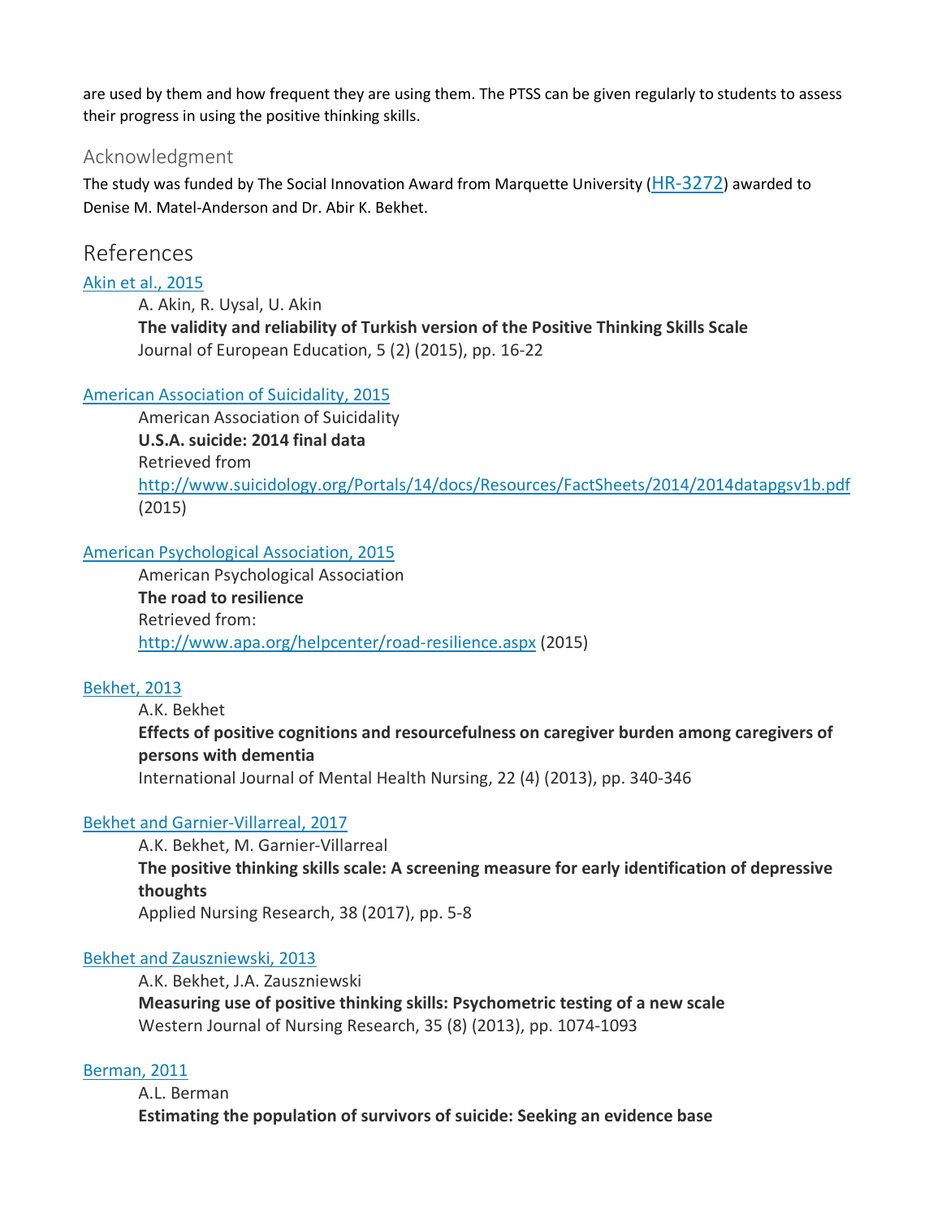are used by them and how frequent they are using them. The PTSS can be given regularly to students to assess their progress in using the positive thinking skills.

## Acknowledgment

The study was funded by The Social Innovation Award from Marquette University (HR-3272) awarded to Denise M. Matel-Anderson and Dr. Abir K. Bekhet.

## References

Akin et al., 2015

A. Akin, R. Uysal, U. Akin
**The validity and reliability of Turkish version of the Positive Thinking Skills Scale**
Journal of European Education, 5 (2) (2015), pp. 16-22

American Association of Suicidality, 2015

American Association of Suicidality
**U.S.A. suicide: 2014 final data**
Retrieved from
http://www.suicidology.org/Portals/14/docs/Resources/FactSheets/2014/2014datapgsv1b.pdf (2015)

American Psychological Association, 2015

American Psychological Association
**The road to resilience**
Retrieved from:
http://www.apa.org/helpcenter/road-resilience.aspx (2015)

Bekhet, 2013

A.K. Bekhet
**Effects of positive cognitions and resourcefulness on caregiver burden among caregivers of persons with dementia**
International Journal of Mental Health Nursing, 22 (4) (2013), pp. 340-346

Bekhet and Garnier-Villarreal, 2017

A.K. Bekhet, M. Garnier-Villarreal
**The positive thinking skills scale: A screening measure for early identification of depressive thoughts**
Applied Nursing Research, 38 (2017), pp. 5-8

Bekhet and Zauszniewski, 2013

A.K. Bekhet, J.A. Zauszniewski
**Measuring use of positive thinking skills: Psychometric testing of a new scale**
Western Journal of Nursing Research, 35 (8) (2013), pp. 1074-1093

Berman, 2011

A.L. Berman
**Estimating the population of survivors of suicide: Seeking an evidence base**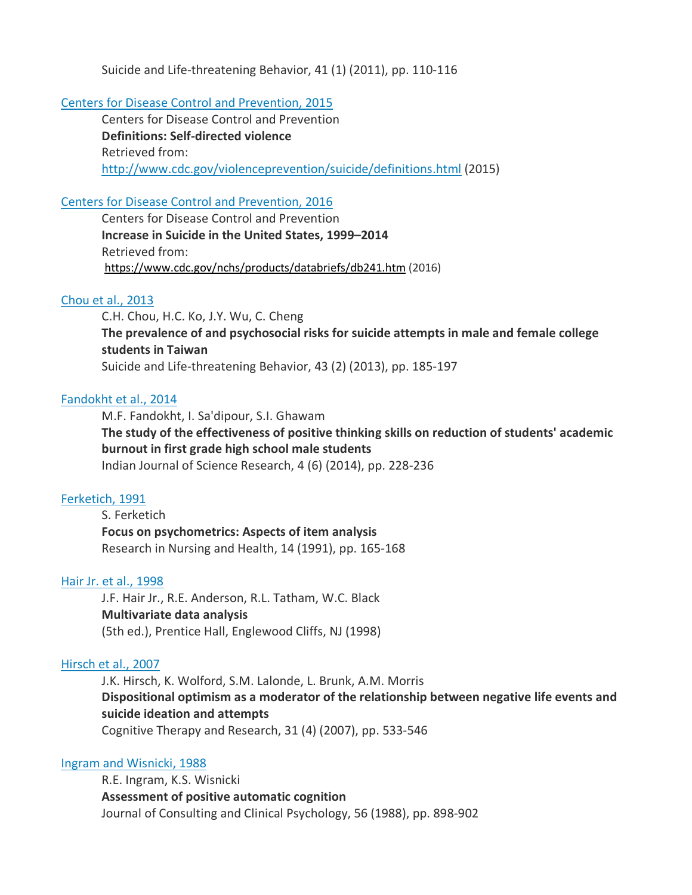Suicide and Life-threatening Behavior, 41 (1) (2011), pp. 110-116

Centers for Disease Control and Prevention, 2015

Centers for Disease Control and Prevention
**Definitions: Self-directed violence**
Retrieved from:
http://www.cdc.gov/violenceprevention/suicide/definitions.html (2015)

Centers for Disease Control and Prevention, 2016

Centers for Disease Control and Prevention
**Increase in Suicide in the United States, 1999–2014**
Retrieved from:
https://www.cdc.gov/nchs/products/databriefs/db241.htm (2016)

Chou et al., 2013

C.H. Chou, H.C. Ko, J.Y. Wu, C. Cheng
**The prevalence of and psychosocial risks for suicide attempts in male and female college students in Taiwan**
Suicide and Life-threatening Behavior, 43 (2) (2013), pp. 185-197

Fandokht et al., 2014

M.F. Fandokht, I. Sa'dipour, S.I. Ghawam
**The study of the effectiveness of positive thinking skills on reduction of students' academic burnout in first grade high school male students**
Indian Journal of Science Research, 4 (6) (2014), pp. 228-236

Ferketich, 1991

S. Ferketich
**Focus on psychometrics: Aspects of item analysis**
Research in Nursing and Health, 14 (1991), pp. 165-168

Hair Jr. et al., 1998

J.F. Hair Jr., R.E. Anderson, R.L. Tatham, W.C. Black
**Multivariate data analysis**
(5th ed.), Prentice Hall, Englewood Cliffs, NJ (1998)

Hirsch et al., 2007

J.K. Hirsch, K. Wolford, S.M. Lalonde, L. Brunk, A.M. Morris
**Dispositional optimism as a moderator of the relationship between negative life events and suicide ideation and attempts**
Cognitive Therapy and Research, 31 (4) (2007), pp. 533-546

Ingram and Wisnicki, 1988

R.E. Ingram, K.S. Wisnicki
**Assessment of positive automatic cognition**
Journal of Consulting and Clinical Psychology, 56 (1988), pp. 898-902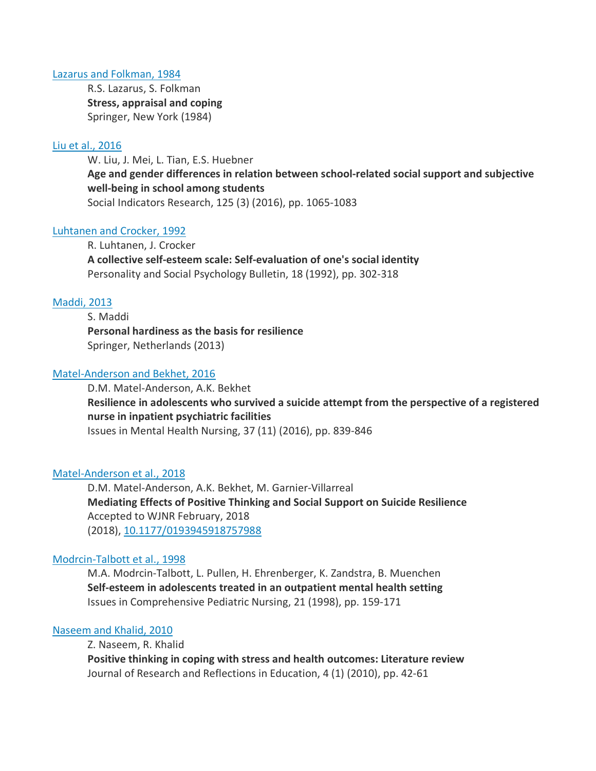Lazarus and Folkman, 1984

R.S. Lazarus, S. Folkman
**Stress, appraisal and coping**
Springer, New York (1984)

Liu et al., 2016

W. Liu, J. Mei, L. Tian, E.S. Huebner
**Age and gender differences in relation between school-related social support and subjective well-being in school among students**
Social Indicators Research, 125 (3) (2016), pp. 1065-1083

Luhtanen and Crocker, 1992

R. Luhtanen, J. Crocker
**A collective self-esteem scale: Self-evaluation of one's social identity**
Personality and Social Psychology Bulletin, 18 (1992), pp. 302-318

Maddi, 2013

S. Maddi
**Personal hardiness as the basis for resilience**
Springer, Netherlands (2013)

Matel-Anderson and Bekhet, 2016

D.M. Matel-Anderson, A.K. Bekhet
**Resilience in adolescents who survived a suicide attempt from the perspective of a registered nurse in inpatient psychiatric facilities**
Issues in Mental Health Nursing, 37 (11) (2016), pp. 839-846

Matel-Anderson et al., 2018

D.M. Matel-Anderson, A.K. Bekhet, M. Garnier-Villarreal
**Mediating Effects of Positive Thinking and Social Support on Suicide Resilience**
Accepted to WJNR February, 2018
(2018), 10.1177/0193945918757988

Modrcin-Talbott et al., 1998

M.A. Modrcin-Talbott, L. Pullen, H. Ehrenberger, K. Zandstra, B. Muenchen
**Self-esteem in adolescents treated in an outpatient mental health setting**
Issues in Comprehensive Pediatric Nursing, 21 (1998), pp. 159-171

Naseem and Khalid, 2010

Z. Naseem, R. Khalid
**Positive thinking in coping with stress and health outcomes: Literature review**
Journal of Research and Reflections in Education, 4 (1) (2010), pp. 42-61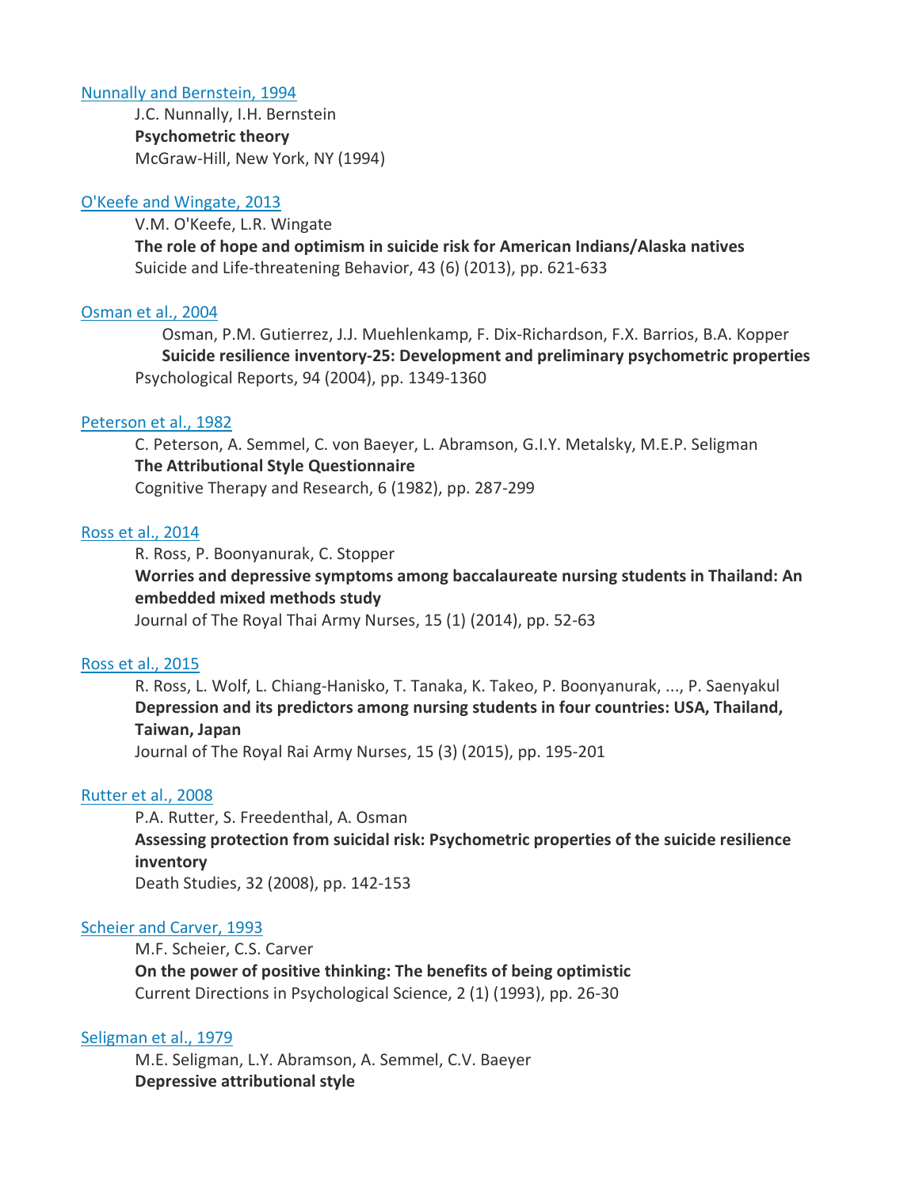Nunnally and Bernstein, 1994

J.C. Nunnally, I.H. Bernstein
**Psychometric theory**
McGraw-Hill, New York, NY (1994)

O'Keefe and Wingate, 2013

V.M. O'Keefe, L.R. Wingate
**The role of hope and optimism in suicide risk for American Indians/Alaska natives**
Suicide and Life-threatening Behavior, 43 (6) (2013), pp. 621-633

Osman et al., 2004

Osman, P.M. Gutierrez, J.J. Muehlenkamp, F. Dix-Richardson, F.X. Barrios, B.A. Kopper
**Suicide resilience inventory-25: Development and preliminary psychometric properties**
Psychological Reports, 94 (2004), pp. 1349-1360

Peterson et al., 1982

C. Peterson, A. Semmel, C. von Baeyer, L. Abramson, G.I.Y. Metalsky, M.E.P. Seligman
**The Attributional Style Questionnaire**
Cognitive Therapy and Research, 6 (1982), pp. 287-299

Ross et al., 2014

R. Ross, P. Boonyanurak, C. Stopper
**Worries and depressive symptoms among baccalaureate nursing students in Thailand: An embedded mixed methods study**
Journal of The Royal Thai Army Nurses, 15 (1) (2014), pp. 52-63

Ross et al., 2015

R. Ross, L. Wolf, L. Chiang-Hanisko, T. Tanaka, K. Takeo, P. Boonyanurak, ..., P. Saenyakul
**Depression and its predictors among nursing students in four countries: USA, Thailand, Taiwan, Japan**
Journal of The Royal Rai Army Nurses, 15 (3) (2015), pp. 195-201

Rutter et al., 2008

P.A. Rutter, S. Freedenthal, A. Osman
**Assessing protection from suicidal risk: Psychometric properties of the suicide resilience inventory**
Death Studies, 32 (2008), pp. 142-153

Scheier and Carver, 1993

M.F. Scheier, C.S. Carver
**On the power of positive thinking: The benefits of being optimistic**
Current Directions in Psychological Science, 2 (1) (1993), pp. 26-30

Seligman et al., 1979

M.E. Seligman, L.Y. Abramson, A. Semmel, C.V. Baeyer
**Depressive attributional style**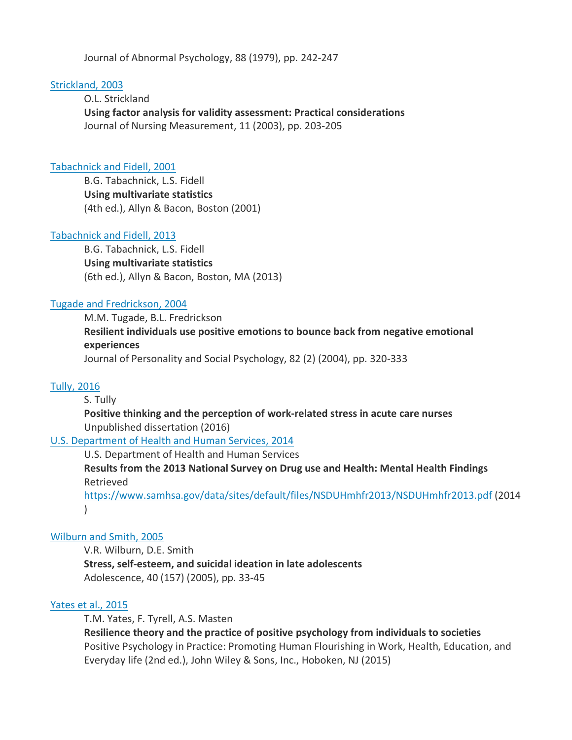Journal of Abnormal Psychology, 88 (1979), pp. 242-247

Strickland, 2003

O.L. Strickland
**Using factor analysis for validity assessment: Practical considerations**
Journal of Nursing Measurement, 11 (2003), pp. 203-205

Tabachnick and Fidell, 2001

B.G. Tabachnick, L.S. Fidell
**Using multivariate statistics**
(4th ed.), Allyn & Bacon, Boston (2001)

Tabachnick and Fidell, 2013

B.G. Tabachnick, L.S. Fidell
**Using multivariate statistics**
(6th ed.), Allyn & Bacon, Boston, MA (2013)

Tugade and Fredrickson, 2004

M.M. Tugade, B.L. Fredrickson
**Resilient individuals use positive emotions to bounce back from negative emotional experiences**
Journal of Personality and Social Psychology, 82 (2) (2004), pp. 320-333

Tully, 2016

S. Tully
**Positive thinking and the perception of work-related stress in acute care nurses**
Unpublished dissertation (2016)

U.S. Department of Health and Human Services, 2014

U.S. Department of Health and Human Services
**Results from the 2013 National Survey on Drug use and Health: Mental Health Findings**
Retrieved
https://www.samhsa.gov/data/sites/default/files/NSDUHmhfr2013/NSDUHmhfr2013.pdf (2014)

Wilburn and Smith, 2005

V.R. Wilburn, D.E. Smith
**Stress, self-esteem, and suicidal ideation in late adolescents**
Adolescence, 40 (157) (2005), pp. 33-45

Yates et al., 2015

T.M. Yates, F. Tyrell, A.S. Masten
**Resilience theory and the practice of positive psychology from individuals to societies**
Positive Psychology in Practice: Promoting Human Flourishing in Work, Health, Education, and Everyday life (2nd ed.), John Wiley & Sons, Inc., Hoboken, NJ (2015)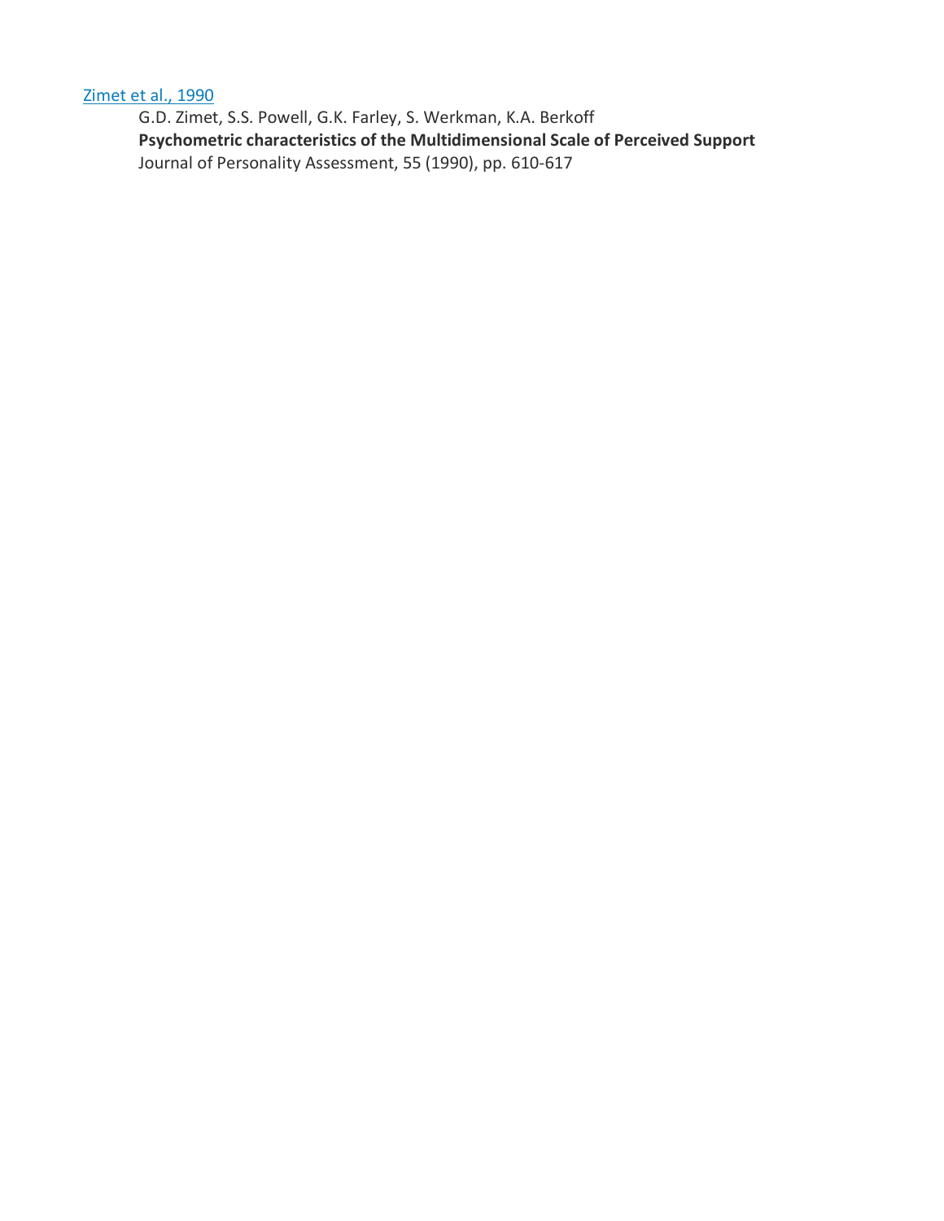Zimet et al., 1990

G.D. Zimet, S.S. Powell, G.K. Farley, S. Werkman, K.A. Berkoff
**Psychometric characteristics of the Multidimensional Scale of Perceived Support**
Journal of Personality Assessment, 55 (1990), pp. 610-617